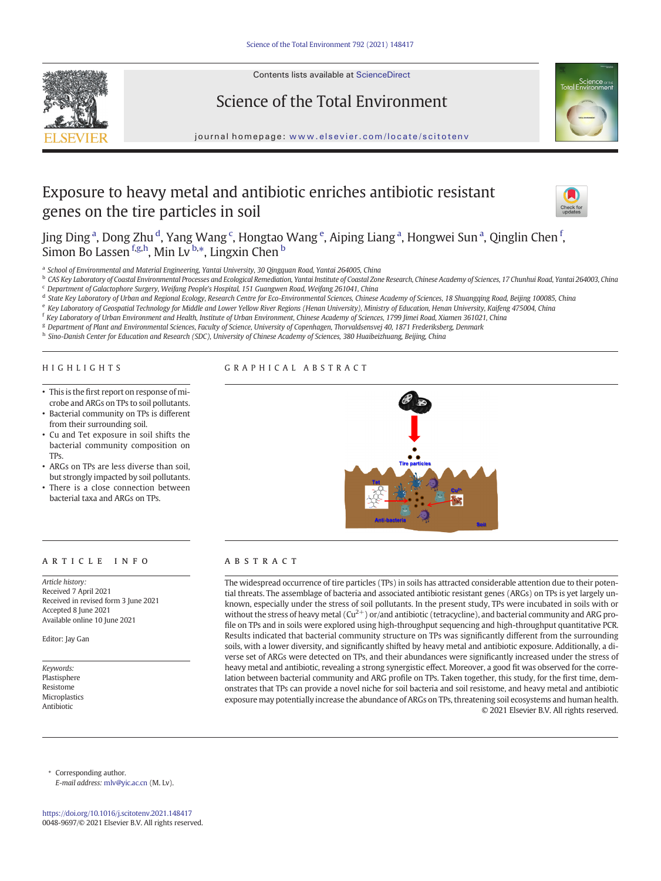# Exposure to heavy metal and antibiotic enriches antibiotic resistant genes on the tire particles in soil

Jing Ding [a], Dong Zhu [d], Yang Wang [c], Hongtao Wang [e], Aiping Liang [a], Hongwei Sun [a], Qinglin Chen [f], Simon Bo Lassen [f,g,h], Min Lv [b,*], Lingxin Chen [b]

[a] School of Environmental and Materials Engineering, Yantai University, 30 Qingquan Road, Yantai 264005, China
[b] CAS Key Laboratory of Coastal Environmental Processes and Ecological Remediation, Yantai Institute of Coastal Zone Research, Chinese Academy of Sciences, 17 Chunhui Road, Yantai 264003, China
[c] Department of Galactophore Surgery, Weifang People's Hospital, 151 Guangwen Road, Weifang 261041, China
[d] State Key Laboratory of Urban and Regional Ecology, Research Centre for Eco-Environmental Sciences, Chinese Academy of Sciences, 18 Shuangqing Road, Beijing 100085, China
[e] Key Laboratory of Geospatial Technology for Middle and Lower Yellow River Regions (Henan University), Ministry of Education, Henan University, Kaifeng 475004, China
[f] Key Laboratory of Urban Environment and Health, Institute of Urban Environment, Chinese Academy of Sciences, 1799 Jimei Road, Xiamen 361021, China
[g] Department of Plant and Environmental Sciences, Faculty of Science, University of Copenhagen, Thorvaldsensvej 40, 1871 Frederiksberg, Denmark
[h] Sino-Danish Center for Education and Research (SDC), University of Chinese Academy of Sciences, 380 Huaibeizhuang, Beijing, China

## HIGHLIGHTS

- This is the first report on response of microbe and ARGs on TPs to soil pollutants.
- Bacterial community on TPs is different from their surrounding soil.
- Cu and Tet exposure in soil shifts the bacterial community composition on TPs.
- ARGs on TPs are less diverse than soil, but strongly impacted by soil pollutants.
- There is a close connection between bacterial taxa and ARGs on TPs.

## GRAPHICAL ABSTRACT

## ARTICLE INFO

*Article history:*
Received 7 April 2021
Received in revised form 3 June 2021
Accepted 8 June 2021
Available online 10 June 2021

Editor: Jay Gan

*Keywords:*
Plastisphere
Resistome
Microplastics
Antibiotic

## ABSTRACT

The widespread occurrence of tire particles (TPs) in soils has attracted considerable attention due to their potential threats. The assemblage of bacteria and associated antibiotic resistant genes (ARGs) on TPs is yet largely unknown, especially under the stress of soil pollutants. In the present study, TPs were incubated in soils with or without the stress of heavy metal ($Cu^{2+}$) or/and antibiotic (tetracycline), and bacterial community and ARG profile on TPs and in soils were explored using high-throughput sequencing and high-throughput quantitative PCR. Results indicated that bacterial community structure on TPs was significantly different from the surrounding soils, with a lower diversity, and significantly shifted by heavy metal and antibiotic exposure. Additionally, a diverse set of ARGs were detected on TPs, and their abundances were significantly increased under the stress of heavy metal and antibiotic, revealing a strong synergistic effect. Moreover, a good fit was observed for the correlation between bacterial community and ARG profile on TPs. Taken together, this study, for the first time, demonstrates that TPs can provide a novel niche for soil bacteria and soil resistome, and heavy metal and antibiotic exposure may potentially increase the abundance of ARGs on TPs, threatening soil ecosystems and human health.

© 2021 Elsevier B.V. All rights reserved.

\* Corresponding author.
*E-mail address:* mlv@yic.ac.cn (M. Lv).

https://doi.org/10.1016/j.scitotenv.2021.148417
0048-9697/© 2021 Elsevier B.V. All rights reserved.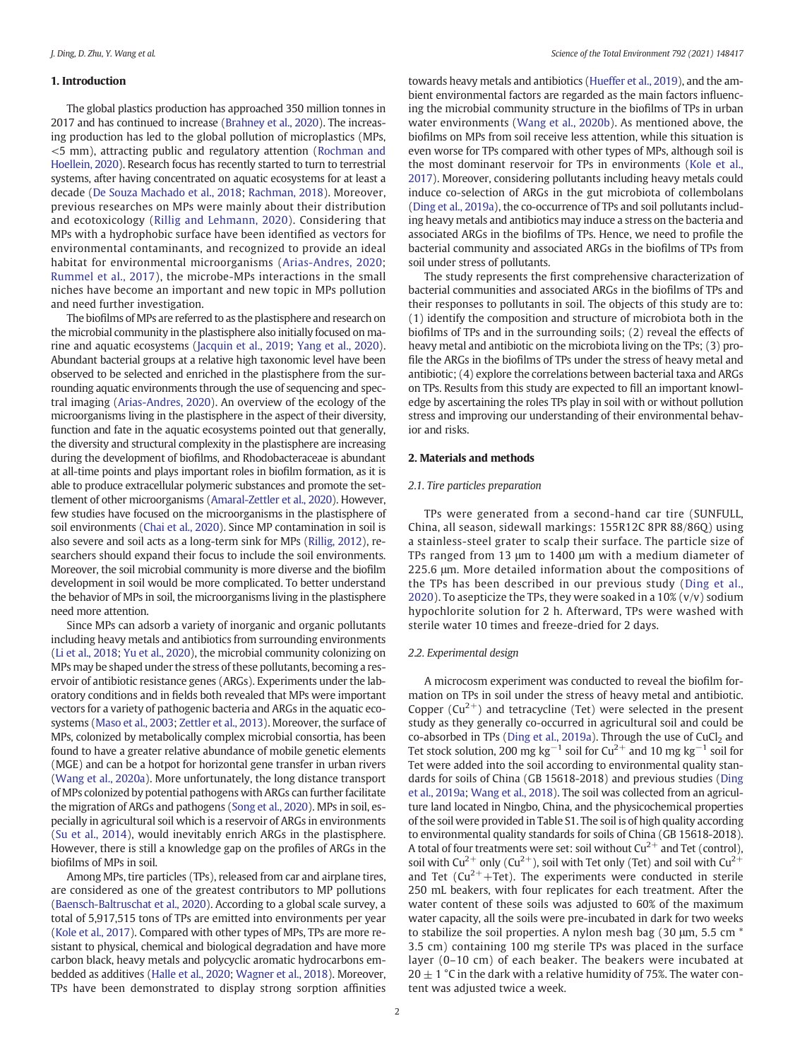## 1. Introduction

The global plastics production has approached 350 million tonnes in 2017 and has continued to increase (Brahney et al., 2020). The increasing production has led to the global pollution of microplastics (MPs, <5 mm), attracting public and regulatory attention (Rochman and Hoellein, 2020). Research focus has recently started to turn to terrestrial systems, after having concentrated on aquatic ecosystems for at least a decade (De Souza Machado et al., 2018; Rachman, 2018). Moreover, previous researches on MPs were mainly about their distribution and ecotoxicology (Rillig and Lehmann, 2020). Considering that MPs with a hydrophobic surface have been identified as vectors for environmental contaminants, and recognized to provide an ideal habitat for environmental microorganisms (Arias-Andres, 2020; Rummel et al., 2017), the microbe-MPs interactions in the small niches have become an important and new topic in MPs pollution and need further investigation.

The biofilms of MPs are referred to as the plastisphere and research on the microbial community in the plastisphere also initially focused on marine and aquatic ecosystems (Jacquin et al., 2019; Yang et al., 2020). Abundant bacterial groups at a relative high taxonomic level have been observed to be selected and enriched in the plastisphere from the surrounding aquatic environments through the use of sequencing and spectral imaging (Arias-Andres, 2020). An overview of the ecology of the microorganisms living in the plastisphere in the aspect of their diversity, function and fate in the aquatic ecosystems pointed out that generally, the diversity and structural complexity in the plastisphere are increasing during the development of biofilms, and Rhodobacteraceae is abundant at all-time points and plays important roles in biofilm formation, as it is able to produce extracellular polymeric substances and promote the settlement of other microorganisms (Amaral-Zettler et al., 2020). However, few studies have focused on the microorganisms in the plastisphere of soil environments (Chai et al., 2020). Since MP contamination in soil is also severe and soil acts as a long-term sink for MPs (Rillig, 2012), researchers should expand their focus to include the soil environments. Moreover, the soil microbial community is more diverse and the biofilm development in soil would be more complicated. To better understand the behavior of MPs in soil, the microorganisms living in the plastisphere need more attention.

Since MPs can adsorb a variety of inorganic and organic pollutants including heavy metals and antibiotics from surrounding environments (Li et al., 2018; Yu et al., 2020), the microbial community colonizing on MPs may be shaped under the stress of these pollutants, becoming a reservoir of antibiotic resistance genes (ARGs). Experiments under the laboratory conditions and in fields both revealed that MPs were important vectors for a variety of pathogenic bacteria and ARGs in the aquatic ecosystems (Maso et al., 2003; Zettler et al., 2013). Moreover, the surface of MPs, colonized by metabolically complex microbial consortia, has been found to have a greater relative abundance of mobile genetic elements (MGE) and can be a hotpot for horizontal gene transfer in urban rivers (Wang et al., 2020a). More unfortunately, the long distance transport of MPs colonized by potential pathogens with ARGs can further facilitate the migration of ARGs and pathogens (Song et al., 2020). MPs in soil, especially in agricultural soil which is a reservoir of ARGs in environments (Su et al., 2014), would inevitably enrich ARGs in the plastisphere. However, there is still a knowledge gap on the profiles of ARGs in the biofilms of MPs in soil.

Among MPs, tire particles (TPs), released from car and airplane tires, are considered as one of the greatest contributors to MP pollutions (Baensch-Baltruschat et al., 2020). According to a global scale survey, a total of 5,917,515 tons of TPs are emitted into environments per year (Kole et al., 2017). Compared with other types of MPs, TPs are more resistant to physical, chemical and biological degradation and have more carbon black, heavy metals and polycyclic aromatic hydrocarbons embedded as additives (Halle et al., 2020; Wagner et al., 2018). Moreover, TPs have been demonstrated to display strong sorption affinities towards heavy metals and antibiotics (Hueffer et al., 2019), and the ambient environmental factors are regarded as the main factors influencing the microbial community structure in the biofilms of TPs in urban water environments (Wang et al., 2020b). As mentioned above, the biofilms on MPs from soil receive less attention, while this situation is even worse for TPs compared with other types of MPs, although soil is the most dominant reservoir for TPs in environments (Kole et al., 2017). Moreover, considering pollutants including heavy metals could induce co-selection of ARGs in the gut microbiota of collembolans (Ding et al., 2019a), the co-occurrence of TPs and soil pollutants including heavy metals and antibiotics may induce a stress on the bacteria and associated ARGs in the biofilms of TPs. Hence, we need to profile the bacterial community and associated ARGs in the biofilms of TPs from soil under stress of pollutants.

The study represents the first comprehensive characterization of bacterial communities and associated ARGs in the biofilms of TPs and their responses to pollutants in soil. The objects of this study are to: (1) identify the composition and structure of microbiota both in the biofilms of TPs and in the surrounding soils; (2) reveal the effects of heavy metal and antibiotic on the microbiota living on the TPs; (3) profile the ARGs in the biofilms of TPs under the stress of heavy metal and antibiotic; (4) explore the correlations between bacterial taxa and ARGs on TPs. Results from this study are expected to fill an important knowledge by ascertaining the roles TPs play in soil with or without pollution stress and improving our understanding of their environmental behavior and risks.

## 2. Materials and methods

### 2.1. Tire particles preparation

TPs were generated from a second-hand car tire (SUNFULL, China, all season, sidewall markings: 155R12C 8PR 88/86Q) using a stainless-steel grater to scalp their surface. The particle size of TPs ranged from 13 μm to 1400 μm with a medium diameter of 225.6 μm. More detailed information about the compositions of the TPs has been described in our previous study (Ding et al., 2020). To asepticize the TPs, they were soaked in a 10% (v/v) sodium hypochlorite solution for 2 h. Afterward, TPs were washed with sterile water 10 times and freeze-dried for 2 days.

### 2.2. Experimental design

A microcosm experiment was conducted to reveal the biofilm formation on TPs in soil under the stress of heavy metal and antibiotic. Copper ($Cu^{2+}$) and tetracycline (Tet) were selected in the present study as they generally co-occurred in agricultural soil and could be co-absorbed in TPs (Ding et al., 2019a). Through the use of $CuCl_2$ and Tet stock solution, 200 mg $kg^{-1}$ soil for $Cu^{2+}$ and 10 mg $kg^{-1}$ soil for Tet were added into the soil according to environmental quality standards for soils of China (GB 15618-2018) and previous studies (Ding et al., 2019a; Wang et al., 2018). The soil was collected from an agriculture land located in Ningbo, China, and the physicochemical properties of the soil were provided in Table S1. The soil is of high quality according to environmental quality standards for soils of China (GB 15618-2018). A total of four treatments were set: soil without $Cu^{2+}$ and Tet (control), soil with $Cu^{2+}$ only ($Cu^{2+}$), soil with Tet only (Tet) and soil with $Cu^{2+}$ and Tet ($Cu^{2+}$+Tet). The experiments were conducted in sterile 250 mL beakers, with four replicates for each treatment. After the water content of these soils was adjusted to 60% of the maximum water capacity, all the soils were pre-incubated in dark for two weeks to stabilize the soil properties. A nylon mesh bag (30 μm, 5.5 cm * 3.5 cm) containing 100 mg sterile TPs was placed in the surface layer (0–10 cm) of each beaker. The beakers were incubated at 20 ± 1 °C in the dark with a relative humidity of 75%. The water content was adjusted twice a week.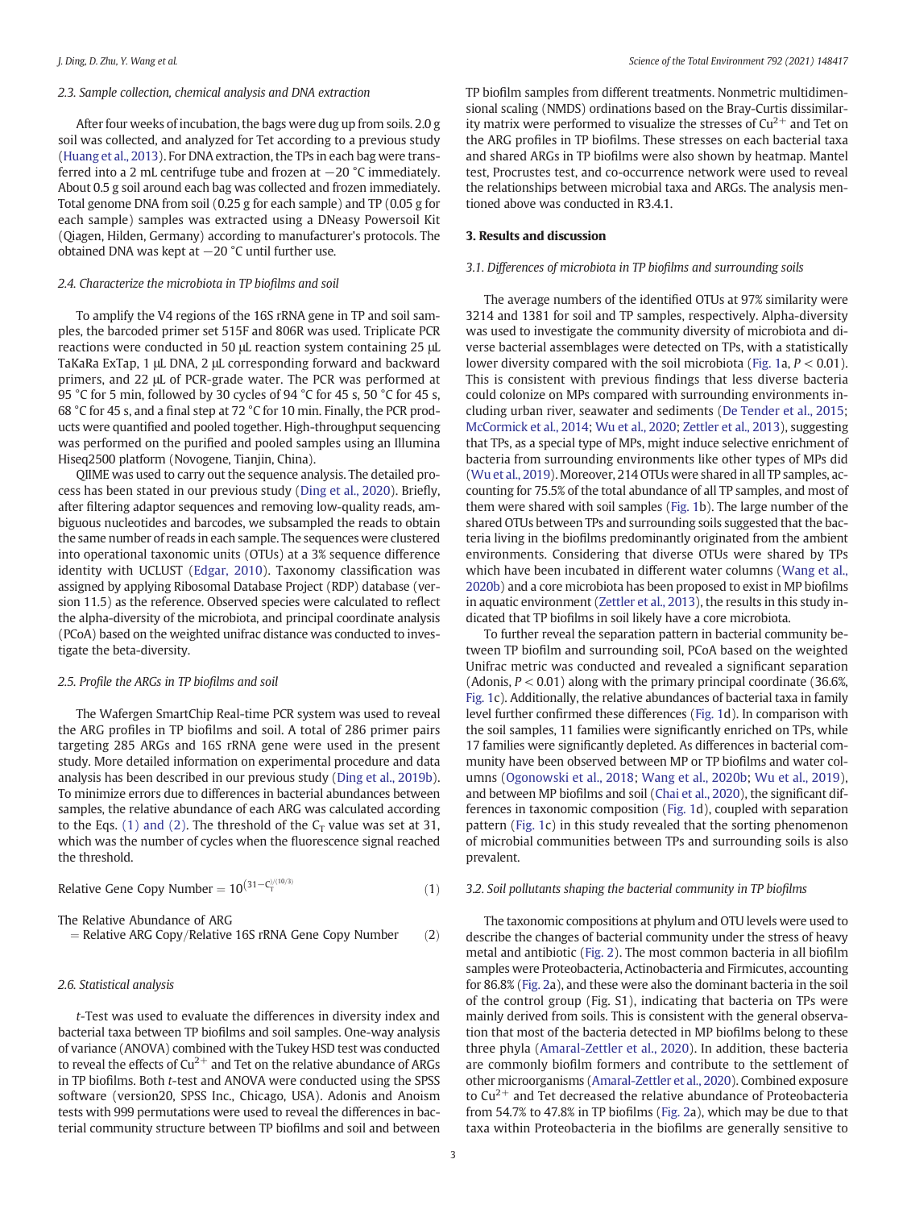### 2.3. Sample collection, chemical analysis and DNA extraction

After four weeks of incubation, the bags were dug up from soils. 2.0 g soil was collected, and analyzed for Tet according to a previous study (Huang et al., 2013). For DNA extraction, the TPs in each bag were transferred into a 2 mL centrifuge tube and frozen at −20 °C immediately. About 0.5 g soil around each bag was collected and frozen immediately. Total genome DNA from soil (0.25 g for each sample) and TP (0.05 g for each sample) samples was extracted using a DNeasy Powersoil Kit (Qiagen, Hilden, Germany) according to manufacturer's protocols. The obtained DNA was kept at −20 °C until further use.

### 2.4. Characterize the microbiota in TP biofilms and soil

To amplify the V4 regions of the 16S rRNA gene in TP and soil samples, the barcoded primer set 515F and 806R was used. Triplicate PCR reactions were conducted in 50 μL reaction system containing 25 μL TaKaRa ExTap, 1 μL DNA, 2 μL corresponding forward and backward primers, and 22 μL of PCR-grade water. The PCR was performed at 95 °C for 5 min, followed by 30 cycles of 94 °C for 45 s, 50 °C for 45 s, 68 °C for 45 s, and a final step at 72 °C for 10 min. Finally, the PCR products were quantified and pooled together. High-throughput sequencing was performed on the purified and pooled samples using an Illumina Hiseq2500 platform (Novogene, Tianjin, China).

QIIME was used to carry out the sequence analysis. The detailed process has been stated in our previous study (Ding et al., 2020). Briefly, after filtering adaptor sequences and removing low-quality reads, ambiguous nucleotides and barcodes, we subsampled the reads to obtain the same number of reads in each sample. The sequences were clustered into operational taxonomic units (OTUs) at a 3% sequence difference identity with UCLUST (Edgar, 2010). Taxonomy classification was assigned by applying Ribosomal Database Project (RDP) database (version 11.5) as the reference. Observed species were calculated to reflect the alpha-diversity of the microbiota, and principal coordinate analysis (PCoA) based on the weighted unifrac distance was conducted to investigate the beta-diversity.

### 2.5. Profile the ARGs in TP biofilms and soil

The Wafergen SmartChip Real-time PCR system was used to reveal the ARG profiles in TP biofilms and soil. A total of 286 primer pairs targeting 285 ARGs and 16S rRNA gene were used in the present study. More detailed information on experimental procedure and data analysis has been described in our previous study (Ding et al., 2019b). To minimize errors due to differences in bacterial abundances between samples, the relative abundance of each ARG was calculated according to the Eqs. (1) and (2). The threshold of the $C_T$ value was set at 31, which was the number of cycles when the fluorescence signal reached the threshold.

$$\text{Relative Gene Copy Number} = 10^{(31-C_T)/(10/3)} \tag{1}$$

$$\text{The Relative Abundance of ARG} = \text{Relative ARG Copy/Relative 16S rRNA Gene Copy Number} \tag{2}$$

### 2.6. Statistical analysis

*t*-Test was used to evaluate the differences in diversity index and bacterial taxa between TP biofilms and soil samples. One-way analysis of variance (ANOVA) combined with the Tukey HSD test was conducted to reveal the effects of $Cu^{2+}$ and Tet on the relative abundance of ARGs in TP biofilms. Both *t*-test and ANOVA were conducted using the SPSS software (version20, SPSS Inc., Chicago, USA). Adonis and Anoism tests with 999 permutations were used to reveal the differences in bacterial community structure between TP biofilms and soil and between TP biofilm samples from different treatments. Nonmetric multidimensional scaling (NMDS) ordinations based on the Bray-Curtis dissimilarity matrix were performed to visualize the stresses of $Cu^{2+}$ and Tet on the ARG profiles in TP biofilms. These stresses on each bacterial taxa and shared ARGs in TP biofilms were also shown by heatmap. Mantel test, Procrustes test, and co-occurrence network were used to reveal the relationships between microbial taxa and ARGs. The analysis mentioned above was conducted in R3.4.1.

## 3. Results and discussion

### 3.1. Differences of microbiota in TP biofilms and surrounding soils

The average numbers of the identified OTUs at 97% similarity were 3214 and 1381 for soil and TP samples, respectively. Alpha-diversity was used to investigate the community diversity of microbiota and diverse bacterial assemblages were detected on TPs, with a statistically lower diversity compared with the soil microbiota (Fig. 1a, $P < 0.01$). This is consistent with previous findings that less diverse bacteria could colonize on MPs compared with surrounding environments including urban river, seawater and sediments (De Tender et al., 2015; McCormick et al., 2014; Wu et al., 2020; Zettler et al., 2013), suggesting that TPs, as a special type of MPs, might induce selective enrichment of bacteria from surrounding environments like other types of MPs did (Wu et al., 2019). Moreover, 214 OTUs were shared in all TP samples, accounting for 75.5% of the total abundance of all TP samples, and most of them were shared with soil samples (Fig. 1b). The large number of the shared OTUs between TPs and surrounding soils suggested that the bacteria living in the biofilms predominantly originated from the ambient environments. Considering that diverse OTUs were shared by TPs which have been incubated in different water columns (Wang et al., 2020b) and a core microbiota has been proposed to exist in MP biofilms in aquatic environment (Zettler et al., 2013), the results in this study indicated that TP biofilms in soil likely have a core microbiota.

To further reveal the separation pattern in bacterial community between TP biofilm and surrounding soil, PCoA based on the weighted Unifrac metric was conducted and revealed a significant separation (Adonis, $P < 0.01$) along with the primary principal coordinate (36.6%, Fig. 1c). Additionally, the relative abundances of bacterial taxa in family level further confirmed these differences (Fig. 1d). In comparison with the soil samples, 11 families were significantly enriched on TPs, while 17 families were significantly depleted. As differences in bacterial community have been observed between MP or TP biofilms and water columns (Ogonowski et al., 2018; Wang et al., 2020b; Wu et al., 2019), and between MP biofilms and soil (Chai et al., 2020), the significant differences in taxonomic composition (Fig. 1d), coupled with separation pattern (Fig. 1c) in this study revealed that the sorting phenomenon of microbial communities between TPs and surrounding soils is also prevalent.

### 3.2. Soil pollutants shaping the bacterial community in TP biofilms

The taxonomic compositions at phylum and OTU levels were used to describe the changes of bacterial community under the stress of heavy metal and antibiotic (Fig. 2). The most common bacteria in all biofilm samples were Proteobacteria, Actinobacteria and Firmicutes, accounting for 86.8% (Fig. 2a), and these were also the dominant bacteria in the soil of the control group (Fig. S1), indicating that bacteria on TPs were mainly derived from soils. This is consistent with the general observation that most of the bacteria detected in MP biofilms belong to these three phyla (Amaral-Zettler et al., 2020). In addition, these bacteria are commonly biofilm formers and contribute to the settlement of other microorganisms (Amaral-Zettler et al., 2020). Combined exposure to $Cu^{2+}$ and Tet decreased the relative abundance of Proteobacteria from 54.7% to 47.8% in TP biofilms (Fig. 2a), which may be due to that taxa within Proteobacteria in the biofilms are generally sensitive to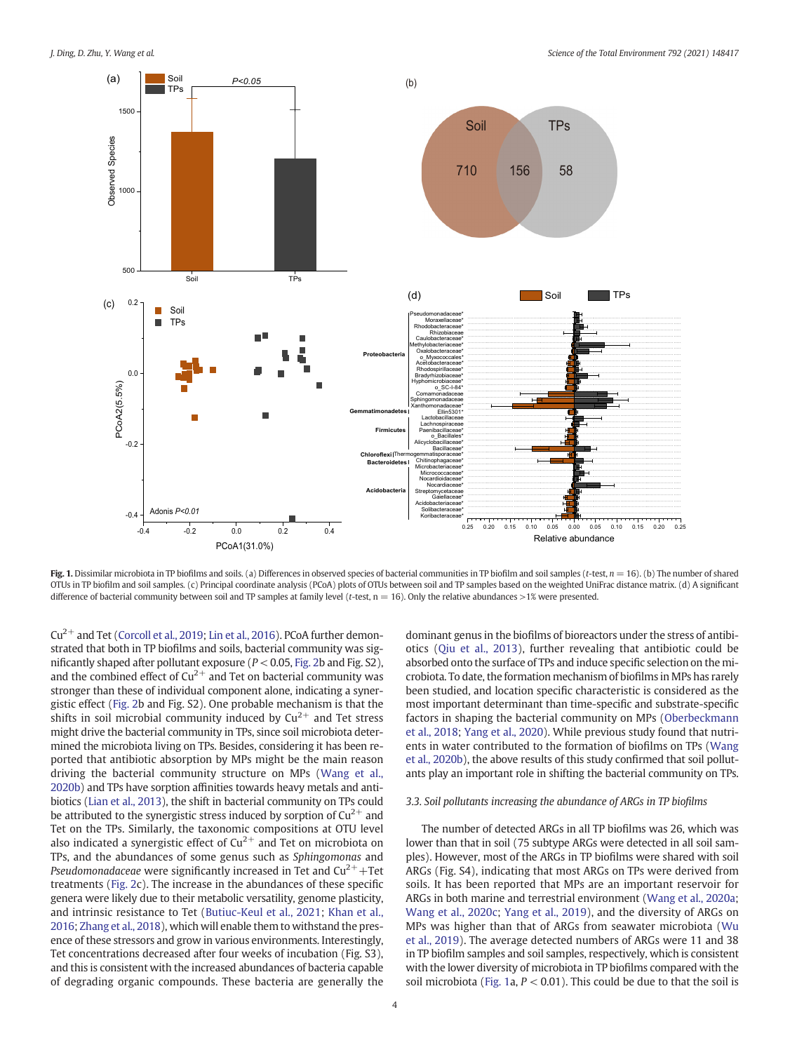**Fig. 1.** Dissimilar microbiota in TP biofilms and soils. (a) Differences in observed species of bacterial communities in TP biofilm and soil samples (*t*-test, *n* = 16). (b) The number of shared OTUs in TP biofilm and soil samples. (c) Principal coordinate analysis (PCoA) plots of OTUs between soil and TP samples based on the weighted UniFrac distance matrix. (d) A significant difference of bacterial community between soil and TP samples at family level (*t*-test, n = 16). Only the relative abundances >1% were presented.

$Cu^{2+}$ and Tet (Corcoll et al., 2019; Lin et al., 2016). PCoA further demonstrated that both in TP biofilms and soils, bacterial community was significantly shaped after pollutant exposure ($P < 0.05$, Fig. 2b and Fig. S2), and the combined effect of $Cu^{2+}$ and Tet on bacterial community was stronger than these of individual component alone, indicating a synergistic effect (Fig. 2b and Fig. S2). One probable mechanism is that the shifts in soil microbial community induced by $Cu^{2+}$ and Tet stress might drive the bacterial community in TPs, since soil microbiota determined the microbiota living on TPs. Besides, considering it has been reported that antibiotic absorption by MPs might be the main reason driving the bacterial community structure on MPs (Wang et al., 2020b) and TPs have sorption affinities towards heavy metals and antibiotics (Lian et al., 2013), the shift in bacterial community on TPs could be attributed to the synergistic stress induced by sorption of $Cu^{2+}$ and Tet on the TPs. Similarly, the taxonomic compositions at OTU level also indicated a synergistic effect of $Cu^{2+}$ and Tet on microbiota on TPs, and the abundances of some genus such as *Sphingomonas* and *Pseudomonadaceae* were significantly increased in Tet and $Cu^{2+}$+Tet treatments (Fig. 2c). The increase in the abundances of these specific genera were likely due to their metabolic versatility, genome plasticity, and intrinsic resistance to Tet (Butiuc-Keul et al., 2021; Khan et al., 2016; Zhang et al., 2018), which will enable them to withstand the presence of these stressors and grow in various environments. Interestingly, Tet concentrations decreased after four weeks of incubation (Fig. S3), and this is consistent with the increased abundances of bacteria capable of degrading organic compounds. These bacteria are generally the dominant genus in the biofilms of bioreactors under the stress of antibiotics (Qiu et al., 2013), further revealing that antibiotic could be absorbed onto the surface of TPs and induce specific selection on the microbiota. To date, the formation mechanism of biofilms in MPs has rarely been studied, and location specific characteristic is considered as the most important determinant than time-specific and substrate-specific factors in shaping the bacterial community on MPs (Oberbeckmann et al., 2018; Yang et al., 2020). While previous study found that nutrients in water contributed to the formation of biofilms on TPs (Wang et al., 2020b), the above results of this study confirmed that soil pollutants play an important role in shifting the bacterial community on TPs.

### 3.3. Soil pollutants increasing the abundance of ARGs in TP biofilms

The number of detected ARGs in all TP biofilms was 26, which was lower than that in soil (75 subtype ARGs were detected in all soil samples). However, most of the ARGs in TP biofilms were shared with soil ARGs (Fig. S4), indicating that most ARGs on TPs were derived from soils. It has been reported that MPs are an important reservoir for ARGs in both marine and terrestrial environment (Wang et al., 2020a; Wang et al., 2020c; Yang et al., 2019), and the diversity of ARGs on MPs was higher than that of ARGs from seawater microbiota (Wu et al., 2019). The average detected numbers of ARGs were 11 and 38 in TP biofilm samples and soil samples, respectively, which is consistent with the lower diversity of microbiota in TP biofilms compared with the soil microbiota (Fig. 1a, $P < 0.01$). This could be due to that the soil is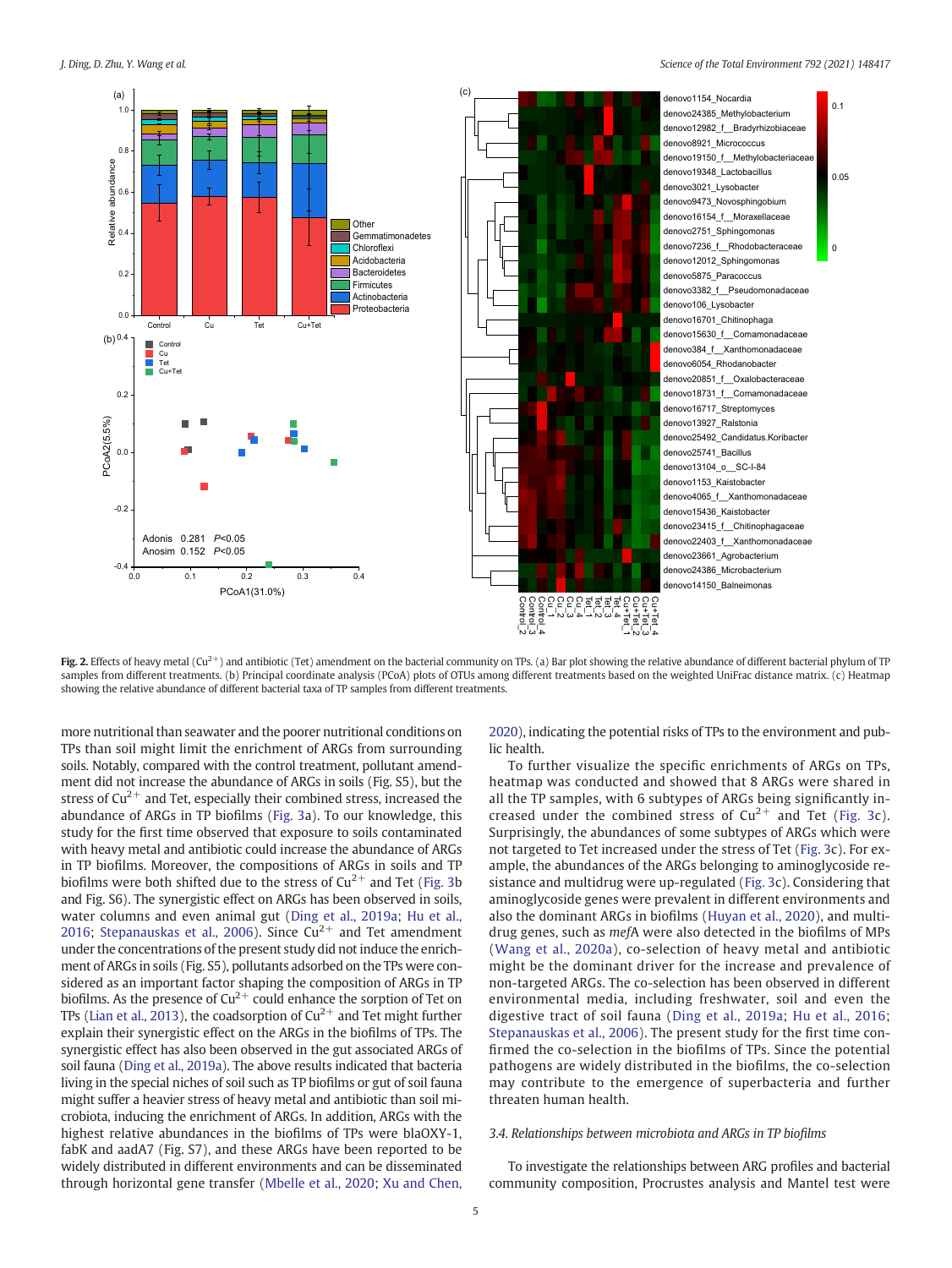**Fig. 2.** Effects of heavy metal ($Cu^{2+}$) and antibiotic (Tet) amendment on the bacterial community on TPs. (a) Bar plot showing the relative abundance of different bacterial phylum of TP samples from different treatments. (b) Principal coordinate analysis (PCoA) plots of OTUs among different treatments based on the weighted UniFrac distance matrix. (c) Heatmap showing the relative abundance of different bacterial taxa of TP samples from different treatments.

more nutritional than seawater and the poorer nutritional conditions on TPs than soil might limit the enrichment of ARGs from surrounding soils. Notably, compared with the control treatment, pollutant amendment did not increase the abundance of ARGs in soils (Fig. S5), but the stress of $Cu^{2+}$ and Tet, especially their combined stress, increased the abundance of ARGs in TP biofilms (Fig. 3a). To our knowledge, this study for the first time observed that exposure to soils contaminated with heavy metal and antibiotic could increase the abundance of ARGs in TP biofilms. Moreover, the compositions of ARGs in soils and TP biofilms were both shifted due to the stress of $Cu^{2+}$ and Tet (Fig. 3b and Fig. S6). The synergistic effect on ARGs has been observed in soils, water columns and even animal gut (Ding et al., 2019a; Hu et al., 2016; Stepanauskas et al., 2006). Since $Cu^{2+}$ and Tet amendment under the concentrations of the present study did not induce the enrichment of ARGs in soils (Fig. S5), pollutants adsorbed on the TPs were considered as an important factor shaping the composition of ARGs in TP biofilms. As the presence of $Cu^{2+}$ could enhance the sorption of Tet on TPs (Lian et al., 2013), the coadsorption of $Cu^{2+}$ and Tet might further explain their synergistic effect on the ARGs in the biofilms of TPs. The synergistic effect has also been observed in the gut associated ARGs of soil fauna (Ding et al., 2019a). The above results indicated that bacteria living in the special niches of soil such as TP biofilms or gut of soil fauna might suffer a heavier stress of heavy metal and antibiotic than soil microbiota, inducing the enrichment of ARGs. In addition, ARGs with the highest relative abundances in the biofilms of TPs were blaOXY-1, fabK and aadA7 (Fig. S7), and these ARGs have been reported to be widely distributed in different environments and can be disseminated through horizontal gene transfer (Mbelle et al., 2020; Xu and Chen, 2020), indicating the potential risks of TPs to the environment and public health.

To further visualize the specific enrichments of ARGs on TPs, heatmap was conducted and showed that 8 ARGs were shared in all the TP samples, with 6 subtypes of ARGs being significantly increased under the combined stress of $Cu^{2+}$ and Tet (Fig. 3c). Surprisingly, the abundances of some subtypes of ARGs which were not targeted to Tet increased under the stress of Tet (Fig. 3c). For example, the abundances of the ARGs belonging to aminoglycoside resistance and multidrug were up-regulated (Fig. 3c). Considering that aminoglycoside genes were prevalent in different environments and also the dominant ARGs in biofilms (Huyan et al., 2020), and multidrug genes, such as *mef*A were also detected in the biofilms of MPs (Wang et al., 2020a), co-selection of heavy metal and antibiotic might be the dominant driver for the increase and prevalence of non-targeted ARGs. The co-selection has been observed in different environmental media, including freshwater, soil and even the digestive tract of soil fauna (Ding et al., 2019a; Hu et al., 2016; Stepanauskas et al., 2006). The present study for the first time confirmed the co-selection in the biofilms of TPs. Since the potential pathogens are widely distributed in the biofilms, the co-selection may contribute to the emergence of superbacteria and further threaten human health.

### 3.4. Relationships between microbiota and ARGs in TP biofilms

To investigate the relationships between ARG profiles and bacterial community composition, Procrustes analysis and Mantel test were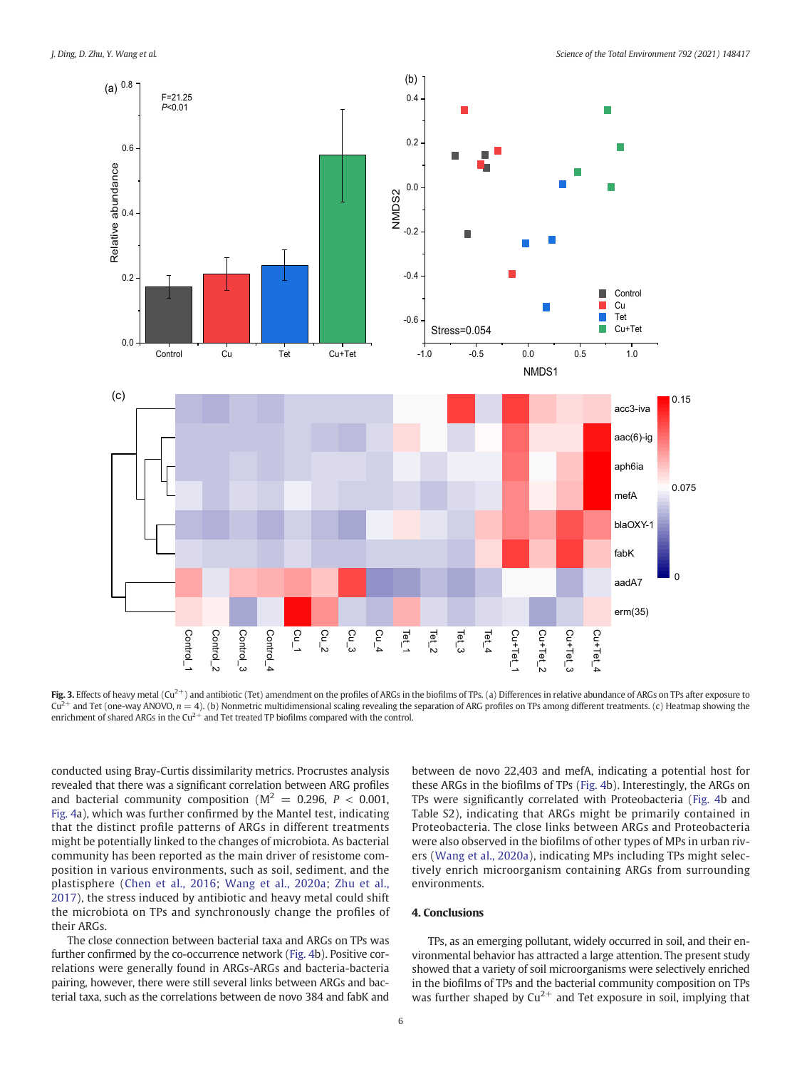**Fig. 3.** Effects of heavy metal ($Cu^{2+}$) and antibiotic (Tet) amendment on the profiles of ARGs in the biofilms of TPs. (a) Differences in relative abundance of ARGs on TPs after exposure to $Cu^{2+}$ and Tet (one-way ANOVO, $n = 4$). (b) Nonmetric multidimensional scaling revealing the separation of ARG profiles on TPs among different treatments. (c) Heatmap showing the enrichment of shared ARGs in the $Cu^{2+}$ and Tet treated TP biofilms compared with the control.

conducted using Bray-Curtis dissimilarity metrics. Procrustes analysis revealed that there was a significant correlation between ARG profiles and bacterial community composition ($M^2 = 0.296$, $P < 0.001$, Fig. 4a), which was further confirmed by the Mantel test, indicating that the distinct profile patterns of ARGs in different treatments might be potentially linked to the changes of microbiota. As bacterial community has been reported as the main driver of resistome composition in various environments, such as soil, sediment, and the plastisphere (Chen et al., 2016; Wang et al., 2020a; Zhu et al., 2017), the stress induced by antibiotic and heavy metal could shift the microbiota on TPs and synchronously change the profiles of their ARGs.

The close connection between bacterial taxa and ARGs on TPs was further confirmed by the co-occurrence network (Fig. 4b). Positive correlations were generally found in ARGs-ARGs and bacteria-bacteria pairing, however, there were still several links between ARGs and bacterial taxa, such as the correlations between de novo 384 and fabK and between de novo 22,403 and mefA, indicating a potential host for these ARGs in the biofilms of TPs (Fig. 4b). Interestingly, the ARGs on TPs were significantly correlated with Proteobacteria (Fig. 4b and Table S2), indicating that ARGs might be primarily contained in Proteobacteria. The close links between ARGs and Proteobacteria were also observed in the biofilms of other types of MPs in urban rivers (Wang et al., 2020a), indicating MPs including TPs might selectively enrich microorganism containing ARGs from surrounding environments.

## 4. Conclusions

TPs, as an emerging pollutant, widely occurred in soil, and their environmental behavior has attracted a large attention. The present study showed that a variety of soil microorganisms were selectively enriched in the biofilms of TPs and the bacterial community composition on TPs was further shaped by $Cu^{2+}$ and Tet exposure in soil, implying that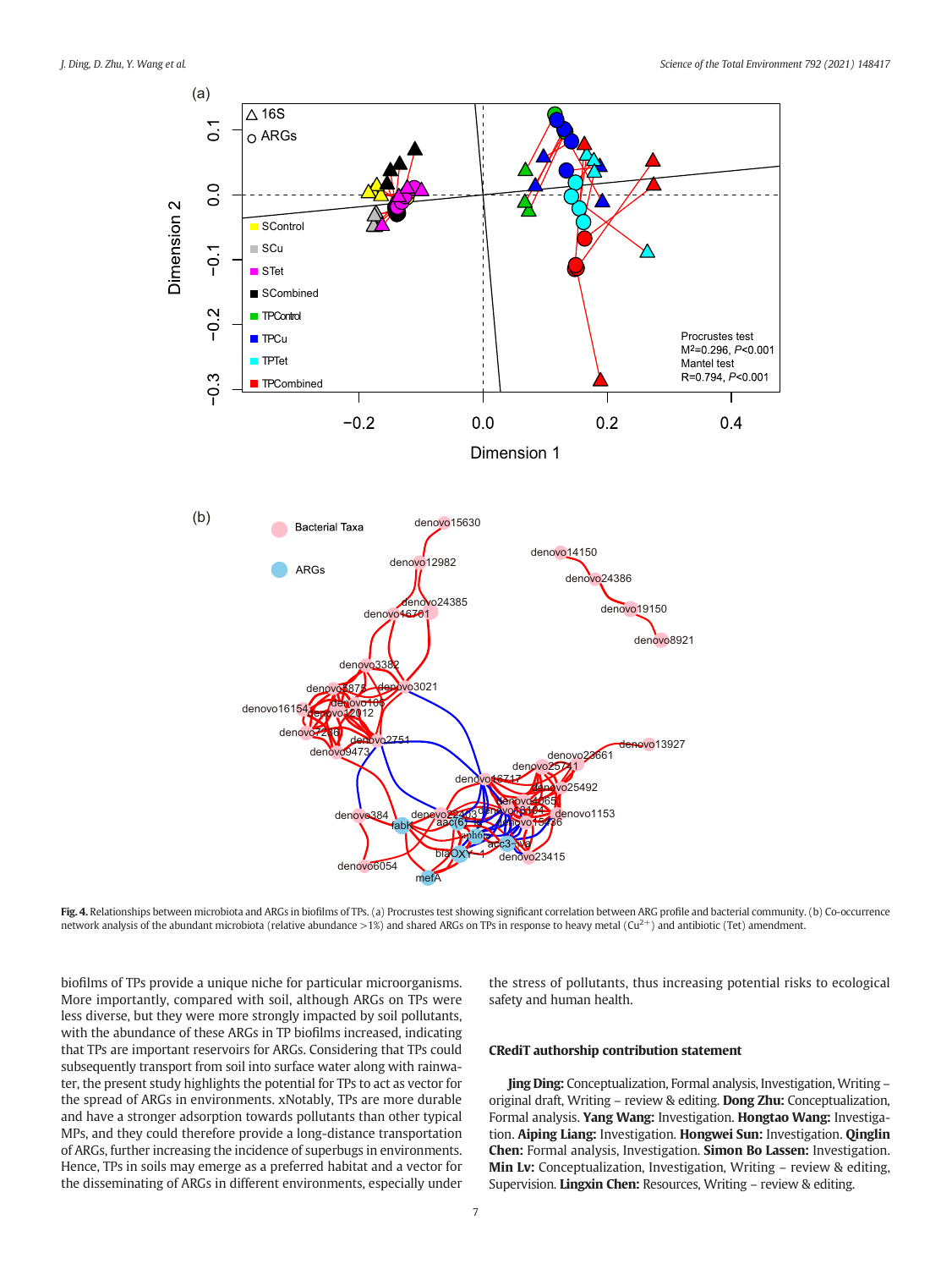**Fig. 4.** Relationships between microbiota and ARGs in biofilms of TPs. (a) Procrustes test showing significant correlation between ARG profile and bacterial community. (b) Co-occurrence network analysis of the abundant microbiota (relative abundance >1%) and shared ARGs on TPs in response to heavy metal ($Cu^{2+}$) and antibiotic (Tet) amendment.

biofilms of TPs provide a unique niche for particular microorganisms. More importantly, compared with soil, although ARGs on TPs were less diverse, but they were more strongly impacted by soil pollutants, with the abundance of these ARGs in TP biofilms increased, indicating that TPs are important reservoirs for ARGs. Considering that TPs could subsequently transport from soil into surface water along with rainwater, the present study highlights the potential for TPs to act as vector for the spread of ARGs in environments. xNotably, TPs are more durable and have a stronger adsorption towards pollutants than other typical MPs, and they could therefore provide a long-distance transportation of ARGs, further increasing the incidence of superbugs in environments. Hence, TPs in soils may emerge as a preferred habitat and a vector for the disseminating of ARGs in different environments, especially under the stress of pollutants, thus increasing potential risks to ecological safety and human health.

## CRediT authorship contribution statement

**Jing Ding:** Conceptualization, Formal analysis, Investigation, Writing – original draft, Writing – review & editing. **Dong Zhu:** Conceptualization, Formal analysis. **Yang Wang:** Investigation. **Hongtao Wang:** Investigation. **Aiping Liang:** Investigation. **Hongwei Sun:** Investigation. **Qinglin Chen:** Formal analysis, Investigation. **Simon Bo Lassen:** Investigation. **Min Lv:** Conceptualization, Investigation, Writing – review & editing, Supervision. **Lingxin Chen:** Resources, Writing – review & editing.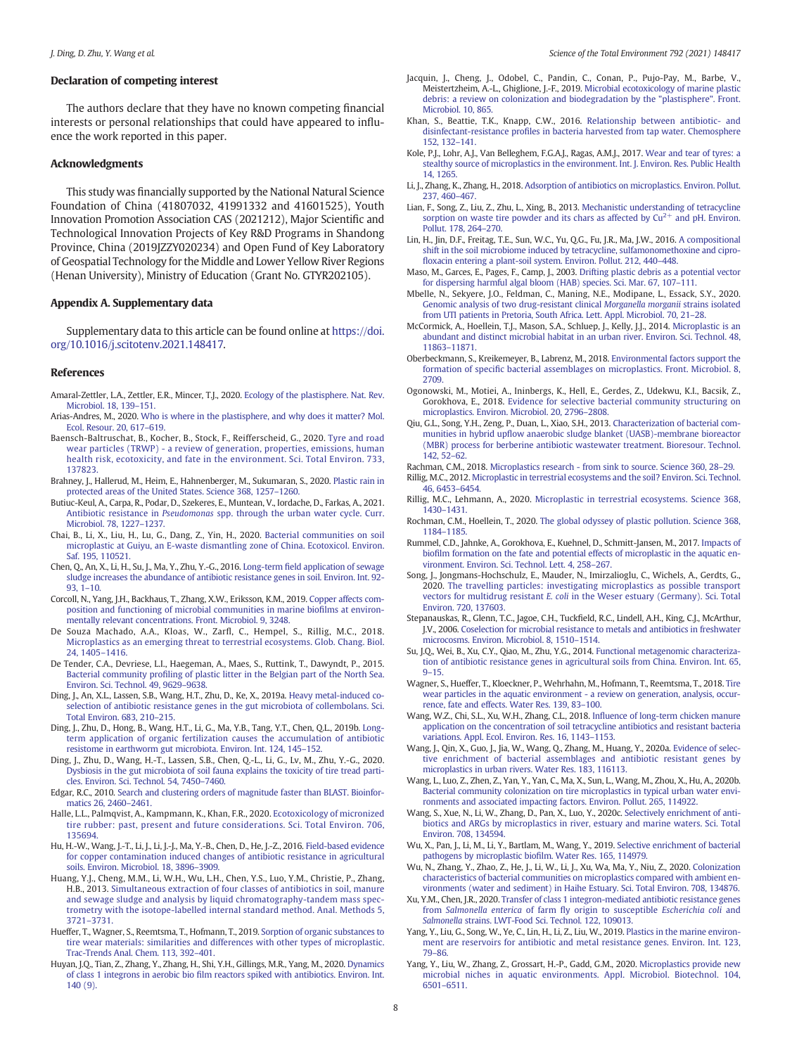## Declaration of competing interest

The authors declare that they have no known competing financial interests or personal relationships that could have appeared to influence the work reported in this paper.

## Acknowledgments

This study was financially supported by the National Natural Science Foundation of China (41807032, 41991332 and 41601525), Youth Innovation Promotion Association CAS (2021212), Major Scientific and Technological Innovation Projects of Key R&D Programs in Shandong Province, China (2019JZZY020234) and Open Fund of Key Laboratory of Geospatial Technology for the Middle and Lower Yellow River Regions (Henan University), Ministry of Education (Grant No. GTYR202105).

## Appendix A. Supplementary data

Supplementary data to this article can be found online at https://doi.org/10.1016/j.scitotenv.2021.148417.

## References

Amaral-Zettler, L.A., Zettler, E.R., Mincer, T.J., 2020. Ecology of the plastisphere. Nat. Rev. Microbiol. 18, 139–151.

Arias-Andres, M., 2020. Who is where in the plastisphere, and why does it matter? Mol. Ecol. Resour. 20, 617–619.

Baensch-Baltruschat, B., Kocher, B., Stock, F., Reifferscheid, G., 2020. Tyre and road wear particles (TRWP) - a review of generation, properties, emissions, human health risk, ecotoxicity, and fate in the environment. Sci. Total Environ. 733, 137823.

Brahney, J., Hallerud, M., Heim, E., Hahnenberger, M., Sukumaran, S., 2020. Plastic rain in protected areas of the United States. Science 368, 1257–1260.

Butiuc-Keul, A., Carpa, R., Podar, D., Szekeres, E., Muntean, V., Iordache, D., Farkas, A., 2021. Antibiotic resistance in *Pseudomonas* spp. through the urban water cycle. Curr. Microbiol. 78, 1227–1237.

Chai, B., Li, X., Liu, H., Lu, G., Dang, Z., Yin, H., 2020. Bacterial communities on soil microplastic at Guiyu, an E-waste dismantling zone of China. Ecotoxicol. Environ. Saf. 195, 110521.

Chen, Q., An, X., Li, H., Su, J., Ma, Y., Zhu, Y.-G., 2016. Long-term field application of sewage sludge increases the abundance of antibiotic resistance genes in soil. Environ. Int. 92-93, 1–10.

Corcoll, N., Yang, J.H., Backhaus, T., Zhang, X.W., Eriksson, K.M., 2019. Copper affects composition and functioning of microbial communities in marine biofilms at environmentally relevant concentrations. Front. Microbiol. 9, 3248.

De Souza Machado, A.A., Kloas, W., Zarfl, C., Hempel, S., Rillig, M.C., 2018. Microplastics as an emerging threat to terrestrial ecosystems. Glob. Chang. Biol. 24, 1405–1416.

De Tender, C.A., Devriese, L.I., Haegeman, A., Maes, S., Ruttink, T., Dawyndt, P., 2015. Bacterial community profiling of plastic litter in the Belgian part of the North Sea. Environ. Sci. Technol. 49, 9629–9638.

Ding, J., An, X.L., Lassen, S.B., Wang, H.T., Zhu, D., Ke, X., 2019a. Heavy metal-induced co-selection of antibiotic resistance genes in the gut microbiota of collembolans. Sci. Total Environ. 683, 210–215.

Ding, J., Zhu, D., Hong, B., Wang, H.T., Li, G., Ma, Y.B., Tang, Y.T., Chen, Q.L., 2019b. Long-term application of organic fertilization causes the accumulation of antibiotic resistome in earthworm gut microbiota. Environ. Int. 124, 145–152.

Ding, J., Zhu, D., Wang, H.-T., Lassen, S.B., Chen, Q.-L., Li, G., Lv, M., Zhu, Y.-G., 2020. Dysbiosis in the gut microbiota of soil fauna explains the toxicity of tire tread particles. Environ. Sci. Technol. 54, 7450–7460.

Edgar, R.C., 2010. Search and clustering orders of magnitude faster than BLAST. Bioinformatics 26, 2460–2461.

Halle, L.L., Palmqvist, A., Kampmann, K., Khan, F.R., 2020. Ecotoxicology of micronized tire rubber: past, present and future considerations. Sci. Total Environ. 706, 135694.

Hu, H.-W., Wang, J.-T., Li, J., Li, J.-J., Ma, Y.-B., Chen, D., He, J.-Z., 2016. Field-based evidence for copper contamination induced changes of antibiotic resistance in agricultural soils. Environ. Microbiol. 18, 3896–3909.

Huang, Y.J., Cheng, M.M., Li, W.H., Wu, L.H., Chen, Y.S., Luo, Y.M., Christie, P., Zhang, H.B., 2013. Simultaneous extraction of four classes of antibiotics in soil, manure and sewage sludge and analysis by liquid chromatography-tandem mass spectrometry with the isotope-labelled internal standard method. Anal. Methods 5, 3721–3731.

Hueffer, T., Wagner, S., Reemtsma, T., Hofmann, T., 2019. Sorption of organic substances to tire wear materials: similarities and differences with other types of microplastic. Trac-Trends Anal. Chem. 113, 392–401.

Huyan, J.Q., Tian, Z., Zhang, Y., Zhang, H., Shi, Y.H., Gillings, M.R., Yang, M., 2020. Dynamics of class 1 integrons in aerobic bio film reactors spiked with antibiotics. Environ. Int. 140 (9).

Jacquin, J., Cheng, J., Odobel, C., Pandin, C., Conan, P., Pujo-Pay, M., Barbe, V., Meistertzheim, A.-L., Ghiglione, J.-F., 2019. Microbial ecotoxicology of marine plastic debris: a review on colonization and biodegradation by the "plastisphere". Front. Microbiol. 10, 865.

Khan, S., Beattie, T.K., Knapp, C.W., 2016. Relationship between antibiotic- and disinfectant-resistance profiles in bacteria harvested from tap water. Chemosphere 152, 132–141.

Kole, P.J., Lohr, A.J., Van Belleghem, F.G.A.J., Ragas, A.M.J., 2017. Wear and tear of tyres: a stealthy source of microplastics in the environment. Int. J. Environ. Res. Public Health 14, 1265.

Li, J., Zhang, K., Zhang, H., 2018. Adsorption of antibiotics on microplastics. Environ. Pollut. 237, 460–467.

Lian, F., Song, Z., Liu, Z., Zhu, L., Xing, B., 2013. Mechanistic understanding of tetracycline sorption on waste tire powder and its chars as affected by $Cu^{2+}$ and pH. Environ. Pollut. 178, 264–270.

Lin, H., Jin, D.F., Freitag, T.E., Sun, W.C., Yu, Q.G., Fu, J.R., Ma, J.W., 2016. A compositional shift in the soil microbiome induced by tetracycline, sulfamonomethoxine and ciprofloxacin entering a plant-soil system. Environ. Pollut. 212, 440–448.

Maso, M., Garces, E., Pages, F., Camp, J., 2003. Drifting plastic debris as a potential vector for dispersing harmful algal bloom (HAB) species. Sci. Mar. 67, 107–111.

Mbelle, N., Sekyere, J.O., Feldman, C., Maning, N.E., Modipane, L., Essack, S.Y., 2020. Genomic analysis of two drug-resistant clinical *Morganella morganii* strains isolated from UTI patients in Pretoria, South Africa. Lett. Appl. Microbiol. 70, 21–28.

McCormick, A., Hoellein, T.J., Mason, S.A., Schluep, J., Kelly, J.J., 2014. Microplastic is an abundant and distinct microbial habitat in an urban river. Environ. Sci. Technol. 48, 11863–11871.

Oberbeckmann, S., Kreikemeyer, B., Labrenz, M., 2018. Environmental factors support the formation of specific bacterial assemblages on microplastics. Front. Microbiol. 8, 2709.

Ogonowski, M., Motiei, A., Ininbergs, K., Hell, E., Gerdes, Z., Udekwu, K.I., Bacsik, Z., Gorokhova, E., 2018. Evidence for selective bacterial community structuring on microplastics. Environ. Microbiol. 20, 2796–2808.

Qiu, G.L., Song, Y.H., Zeng, P., Duan, L., Xiao, S.H., 2013. Characterization of bacterial communities in hybrid upflow anaerobic sludge blanket (UASB)-membrane bioreactor (MBR) process for berberine antibiotic wastewater treatment. Bioresour. Technol. 142, 52–62.

Rachman, C.M., 2018. Microplastics research - from sink to source. Science 360, 28–29.

Rillig, M.C., 2012. Microplastic in terrestrial ecosystems and the soil? Environ. Sci. Technol. 46, 6453–6454.

Rillig, M.C., Lehmann, A., 2020. Microplastic in terrestrial ecosystems. Science 368, 1430–1431.

Rochman, C.M., Hoellein, T., 2020. The global odyssey of plastic pollution. Science 368, 1184–1185.

Rummel, C.D., Jahnke, A., Gorokhova, E., Kuehnel, D., Schmitt-Jansen, M., 2017. Impacts of biofilm formation on the fate and potential effects of microplastic in the aquatic environment. Environ. Sci. Technol. Lett. 4, 258–267.

Song, J., Jongmans-Hochschulz, E., Mauder, N., Imirzalioglu, C., Wichels, A., Gerdts, G., 2020. The travelling particles: investigating microplastics as possible transport vectors for multidrug resistant *E. coli* in the Weser estuary (Germany). Sci. Total Environ. 720, 137603.

Stepanauskas, R., Glenn, T.C., Jagoe, C.H., Tuckfield, R.C., Lindell, A.H., King, C.J., McArthur, J.V., 2006. Coselection for microbial resistance to metals and antibiotics in freshwater microcosms. Environ. Microbiol. 8, 1510–1514.

Su, J.Q., Wei, B., Xu, C.Y., Qiao, M., Zhu, Y.G., 2014. Functional metagenomic characterization of antibiotic resistance genes in agricultural soils from China. Environ. Int. 65, 9–15.

Wagner, S., Hueffer, T., Kloeckner, P., Wehrhahn, M., Hofmann, T., Reemtsma, T., 2018. Tire wear particles in the aquatic environment - a review on generation, analysis, occurrence, fate and effects. Water Res. 139, 83–100.

Wang, W.Z., Chi, S.L., Xu, W.H., Zhang, C.L., 2018. Influence of long-term chicken manure application on the concentration of soil tetracycline antibiotics and resistant bacteria variations. Appl. Ecol. Environ. Res. 16, 1143–1153.

Wang, J., Qin, X., Guo, J., Jia, W., Wang, Q., Zhang, M., Huang, Y., 2020a. Evidence of selective enrichment of bacterial assemblages and antibiotic resistant genes by microplastics in urban rivers. Water Res. 183, 116113.

Wang, L., Luo, Z., Zhen, Z., Yan, Y., Yan, C., Ma, X., Sun, L., Wang, M., Zhou, X., Hu, A., 2020b. Bacterial community colonization on tire microplastics in typical urban water environments and associated impacting factors. Environ. Pollut. 265, 114922.

Wang, S., Xue, N., Li, W., Zhang, D., Pan, X., Luo, Y., 2020c. Selectively enrichment of antibiotics and ARGs by microplastics in river, estuary and marine waters. Sci. Total Environ. 708, 134594.

Wu, X., Pan, J., Li, M., Li, Y., Bartlam, M., Wang, Y., 2019. Selective enrichment of bacterial pathogens by microplastic biofilm. Water Res. 165, 114979.

Wu, N., Zhang, Y., Zhao, Z., He, J., Li, W., Li, J., Xu, Wa, Ma, Y., Niu, Z., 2020. Colonization characteristics of bacterial communities on microplastics compared with ambient environments (water and sediment) in Haihe Estuary. Sci. Total Environ. 708, 134876.

Xu, Y.M., Chen, J.R., 2020. Transfer of class 1 integron-mediated antibiotic resistance genes from *Salmonella enterica* of farm fly origin to susceptible *Escherichia coli* and *Salmonella* strains. LWT-Food Sci. Technol. 122, 109013.

Yang, Y., Liu, G., Song, W., Ye, C., Lin, H., Li, Z., Liu, W., 2019. Plastics in the marine environment are reservoirs for antibiotic and metal resistance genes. Environ. Int. 123, 79–86.

Yang, Y., Liu, W., Zhang, Z., Grossart, H.-P., Gadd, G.M., 2020. Microplastics provide new microbial niches in aquatic environments. Appl. Microbiol. Biotechnol. 104, 6501–6511.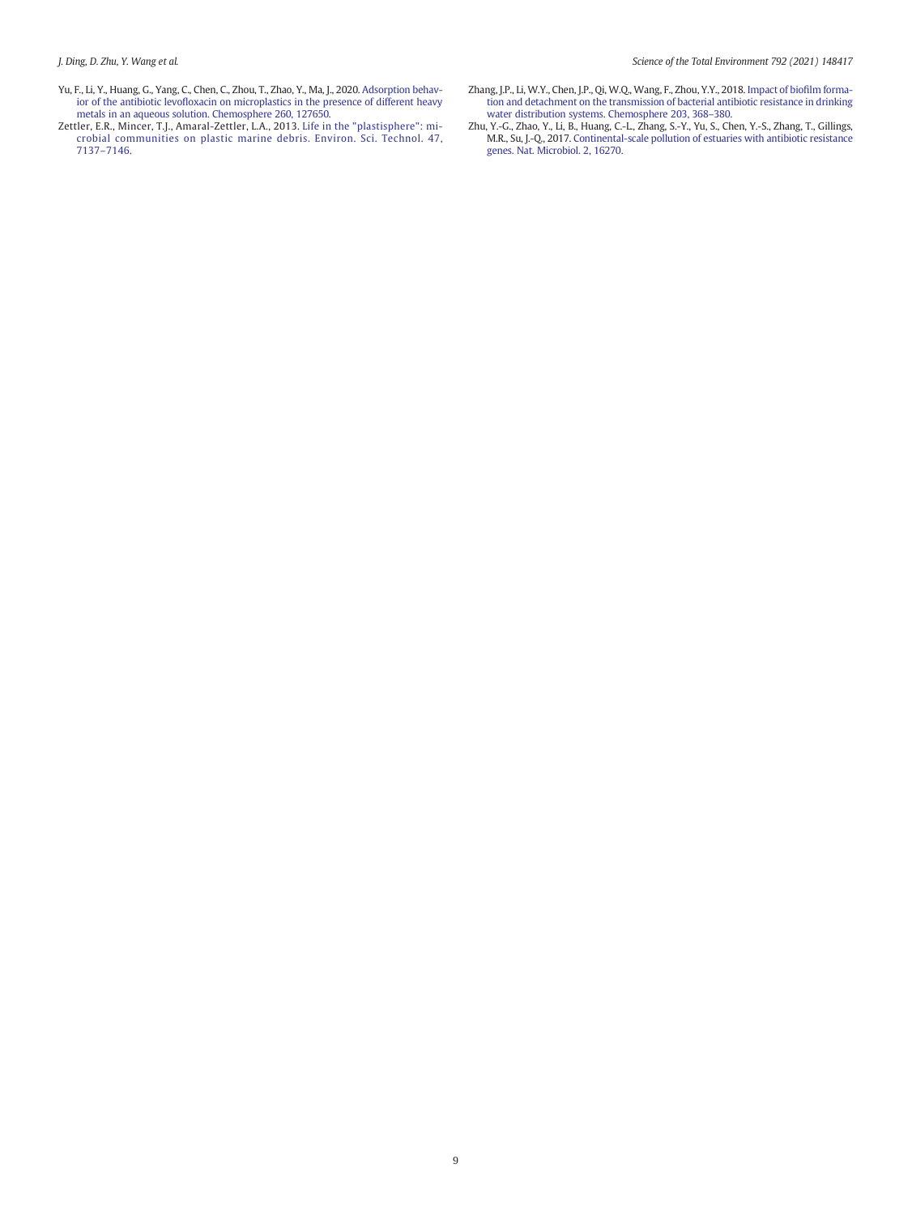Yu, F., Li, Y., Huang, G., Yang, C., Chen, C., Zhou, T., Zhao, Y., Ma, J., 2020. Adsorption behavior of the antibiotic levofloxacin on microplastics in the presence of different heavy metals in an aqueous solution. Chemosphere 260, 127650.

Zettler, E.R., Mincer, T.J., Amaral-Zettler, L.A., 2013. Life in the "plastisphere": microbial communities on plastic marine debris. Environ. Sci. Technol. 47, 7137–7146.

Zhang, J.P., Li, W.Y., Chen, J.P., Qi, W.Q., Wang, F., Zhou, Y.Y., 2018. Impact of biofilm formation and detachment on the transmission of bacterial antibiotic resistance in drinking water distribution systems. Chemosphere 203, 368–380.

Zhu, Y.-G., Zhao, Y., Li, B., Huang, C.-L., Zhang, S.-Y., Yu, S., Chen, Y.-S., Zhang, T., Gillings, M.R., Su, J.-Q., 2017. Continental-scale pollution of estuaries with antibiotic resistance genes. Nat. Microbiol. 2, 16270.